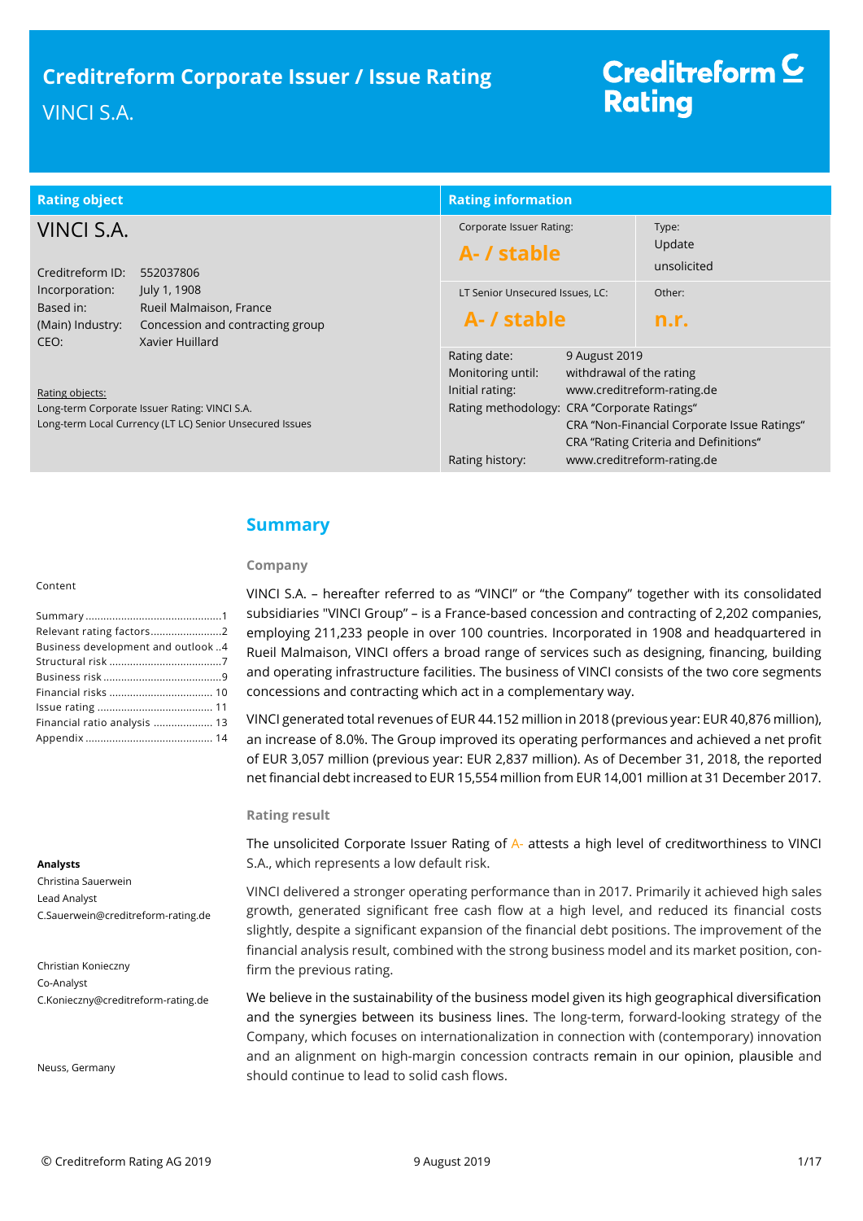# Creditreform Corporate Issuer / Issue Rating

VINCI S.A.

Creditreform Rating

| Rating object | Rating information | |
|---|---|---|
| **VINCI S.A.** | Corporate Issuer Rating: **A- / stable** | Type: Update unsolicited |
| | LT Senior Unsecured Issues, LC: **A- / stable** | Other: **n.r.** |

Creditreform ID: 552037806
Incorporation: July 1, 1908
Based in: Rueil Malmaison, France
(Main) Industry: Concession and contracting group
CEO: Xavier Huillard

Rating objects:
Long-term Corporate Issuer Rating: VINCI S.A.
Long-term Local Currency (LT LC) Senior Unsecured Issues

Rating date: 9 August 2019
Monitoring until: withdrawal of the rating
Initial rating: www.creditreform-rating.de
Rating methodology: CRA "Corporate Ratings"
CRA "Non-Financial Corporate Issue Ratings"
CRA "Rating Criteria and Definitions"
Rating history: www.creditreform-rating.de

Content

Summary ..... 1
Relevant rating factors ..... 2
Business development and outlook ..... 4
Structural risk ..... 7
Business risk ..... 9
Financial risks ..... 10
Issue rating ..... 11
Financial ratio analysis ..... 13
Appendix ..... 14

**Analysts**

Christina Sauerwein
Lead Analyst
C.Sauerwein@creditreform-rating.de

Christian Konieczny
Co-Analyst
C.Konieczny@creditreform-rating.de

Neuss, Germany

## Summary

### Company

VINCI S.A. – hereafter referred to as "VINCI" or "the Company" together with its consolidated subsidiaries "VINCI Group" – is a France-based concession and contracting of 2,202 companies, employing 211,233 people in over 100 countries. Incorporated in 1908 and headquartered in Rueil Malmaison, VINCI offers a broad range of services such as designing, financing, building and operating infrastructure facilities. The business of VINCI consists of the two core segments concessions and contracting which act in a complementary way.

VINCI generated total revenues of EUR 44.152 million in 2018 (previous year: EUR 40,876 million), an increase of 8.0%. The Group improved its operating performances and achieved a net profit of EUR 3,057 million (previous year: EUR 2,837 million). As of December 31, 2018, the reported net financial debt increased to EUR 15,554 million from EUR 14,001 million at 31 December 2017.

### Rating result

The unsolicited Corporate Issuer Rating of A- attests a high level of creditworthiness to VINCI S.A., which represents a low default risk.

VINCI delivered a stronger operating performance than in 2017. Primarily it achieved high sales growth, generated significant free cash flow at a high level, and reduced its financial costs slightly, despite a significant expansion of the financial debt positions. The improvement of the financial analysis result, combined with the strong business model and its market position, confirm the previous rating.

We believe in the sustainability of the business model given its high geographical diversification and the synergies between its business lines. The long-term, forward-looking strategy of the Company, which focuses on internationalization in connection with (contemporary) innovation and an alignment on high-margin concession contracts remain in our opinion, plausible and should continue to lead to solid cash flows.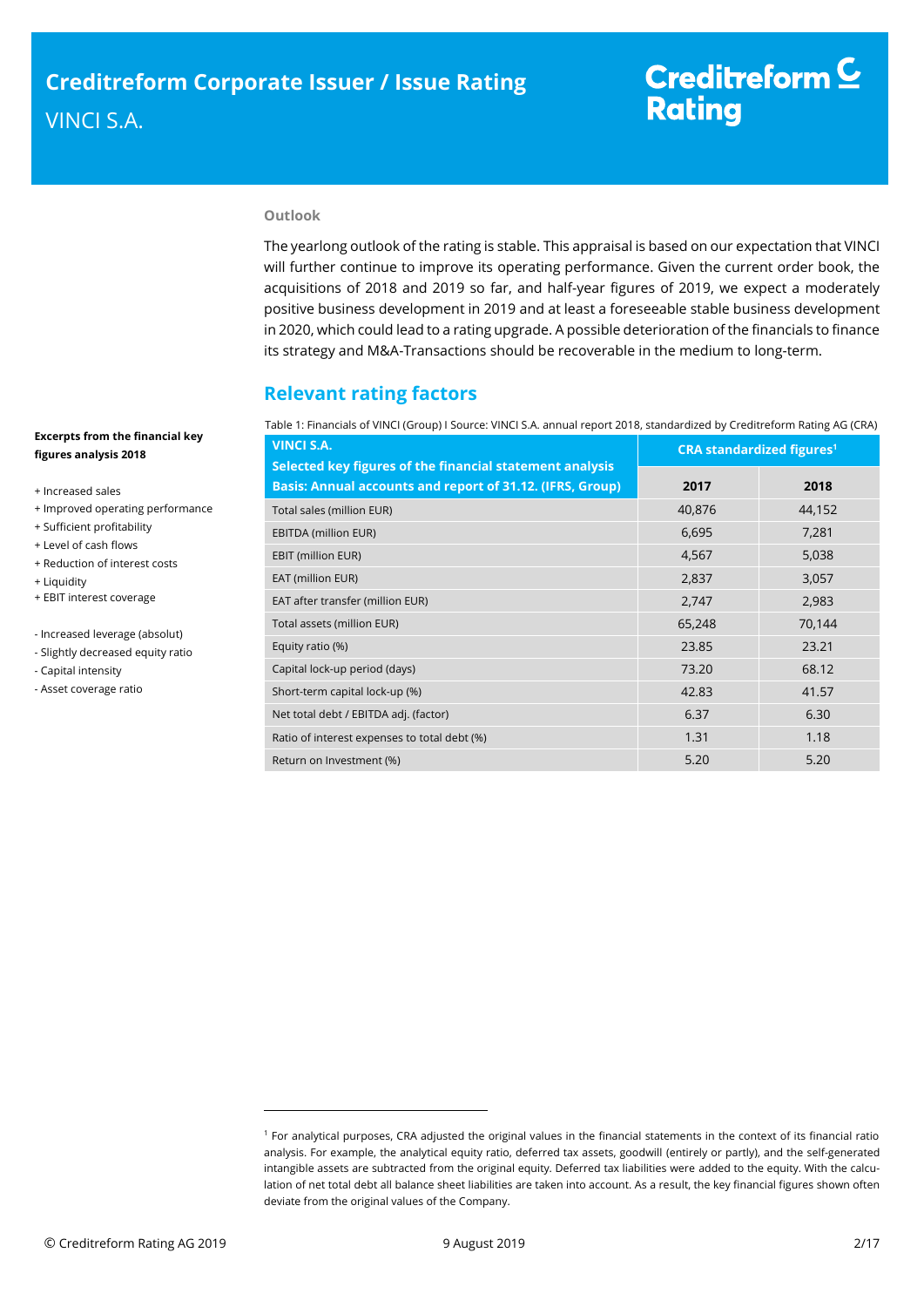### Outlook

The yearlong outlook of the rating is stable. This appraisal is based on our expectation that VINCI will further continue to improve its operating performance. Given the current order book, the acquisitions of 2018 and 2019 so far, and half-year figures of 2019, we expect a moderately positive business development in 2019 and at least a foreseeable stable business development in 2020, which could lead to a rating upgrade. A possible deterioration of the financials to finance its strategy and M&A-Transactions should be recoverable in the medium to long-term.

## Relevant rating factors

**Excerpts from the financial key figures analysis 2018**

+ Increased sales
+ Improved operating performance
+ Sufficient profitability
+ Level of cash flows
+ Reduction of interest costs
+ Liquidity
+ EBIT interest coverage

- Increased leverage (absolut)
- Slightly decreased equity ratio
- Capital intensity
- Asset coverage ratio

Table 1: Financials of VINCI (Group) I Source: VINCI S.A. annual report 2018, standardized by Creditreform Rating AG (CRA)

| VINCI S.A. Selected key figures of the financial statement analysis Basis: Annual accounts and report of 31.12. (IFRS, Group) | CRA standardized figures[1] | |
|---|---|---|
| | 2017 | 2018 |
| Total sales (million EUR) | 40,876 | 44,152 |
| EBITDA (million EUR) | 6,695 | 7,281 |
| EBIT (million EUR) | 4,567 | 5,038 |
| EAT (million EUR) | 2,837 | 3,057 |
| EAT after transfer (million EUR) | 2,747 | 2,983 |
| Total assets (million EUR) | 65,248 | 70,144 |
| Equity ratio (%) | 23.85 | 23.21 |
| Capital lock-up period (days) | 73.20 | 68.12 |
| Short-term capital lock-up (%) | 42.83 | 41.57 |
| Net total debt / EBITDA adj. (factor) | 6.37 | 6.30 |
| Ratio of interest expenses to total debt (%) | 1.31 | 1.18 |
| Return on Investment (%) | 5.20 | 5.20 |

[1] For analytical purposes, CRA adjusted the original values in the financial statements in the context of its financial ratio analysis. For example, the analytical equity ratio, deferred tax assets, goodwill (entirely or partly), and the self-generated intangible assets are subtracted from the original equity. Deferred tax liabilities were added to the equity. With the calculation of net total debt all balance sheet liabilities are taken into account. As a result, the key financial figures shown often deviate from the original values of the Company.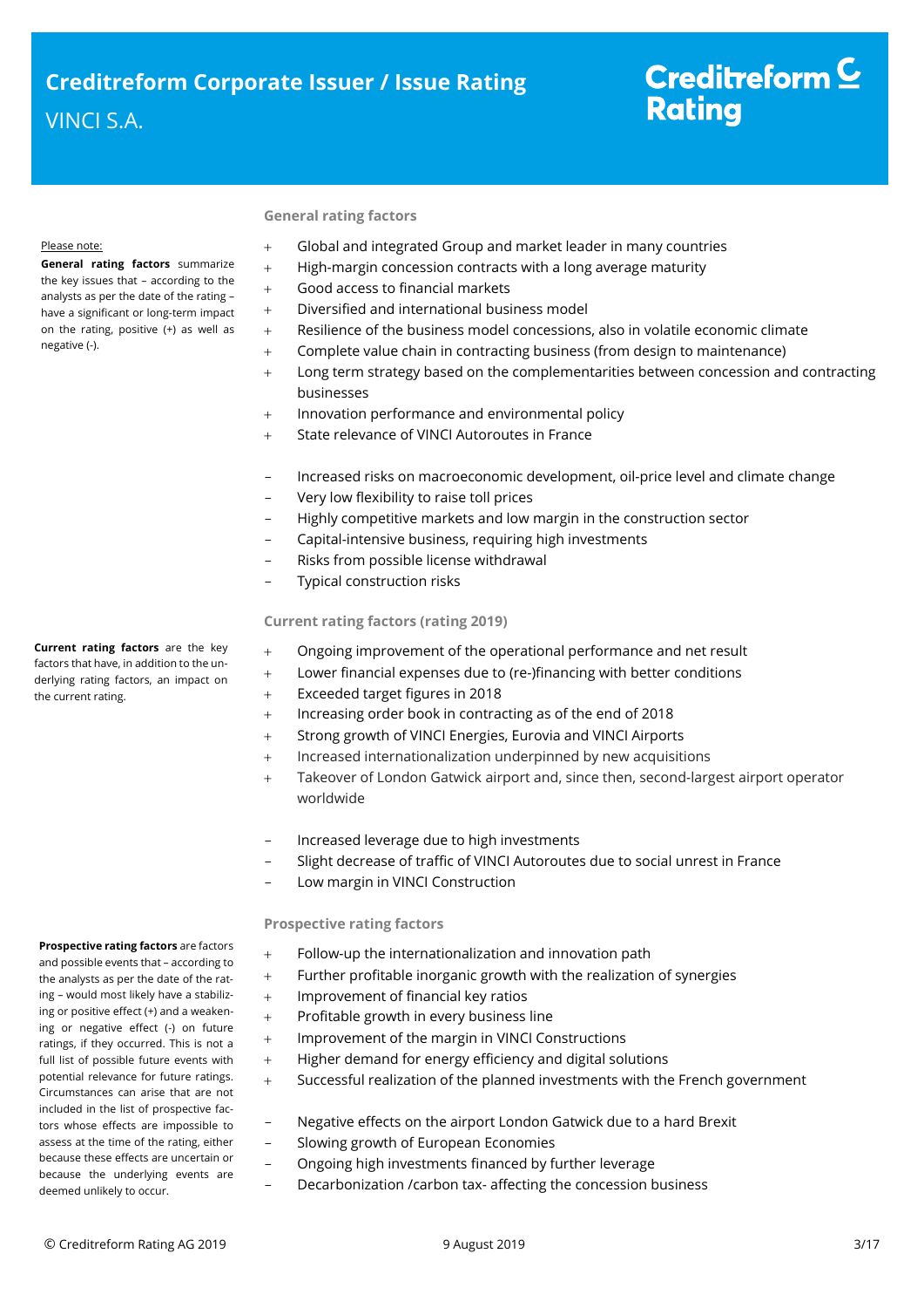## General rating factors

Please note:
**General rating factors** summarize the key issues that – according to the analysts as per the date of the rating – have a significant or long-term impact on the rating, positive (+) as well as negative (-).

+ Global and integrated Group and market leader in many countries
+ High-margin concession contracts with a long average maturity
+ Good access to financial markets
+ Diversified and international business model
+ Resilience of the business model concessions, also in volatile economic climate
+ Complete value chain in contracting business (from design to maintenance)
+ Long term strategy based on the complementarities between concession and contracting businesses
+ Innovation performance and environmental policy
+ State relevance of VINCI Autoroutes in France

– Increased risks on macroeconomic development, oil-price level and climate change
– Very low flexibility to raise toll prices
– Highly competitive markets and low margin in the construction sector
– Capital-intensive business, requiring high investments
– Risks from possible license withdrawal
– Typical construction risks

## Current rating factors (rating 2019)

**Current rating factors** are the key factors that have, in addition to the underlying rating factors, an impact on the current rating.

+ Ongoing improvement of the operational performance and net result
+ Lower financial expenses due to (re-)financing with better conditions
+ Exceeded target figures in 2018
+ Increasing order book in contracting as of the end of 2018
+ Strong growth of VINCI Energies, Eurovia and VINCI Airports
+ Increased internationalization underpinned by new acquisitions
+ Takeover of London Gatwick airport and, since then, second-largest airport operator worldwide

– Increased leverage due to high investments
– Slight decrease of traffic of VINCI Autoroutes due to social unrest in France
– Low margin in VINCI Construction

## Prospective rating factors

**Prospective rating factors** are factors and possible events that – according to the analysts as per the date of the rating – would most likely have a stabilizing or positive effect (+) and a weakening or negative effect (-) on future ratings, if they occurred. This is not a full list of possible future events with potential relevance for future ratings. Circumstances can arise that are not included in the list of prospective factors whose effects are impossible to assess at the time of the rating, either because these effects are uncertain or because the underlying events are deemed unlikely to occur.

+ Follow-up the internationalization and innovation path
+ Further profitable inorganic growth with the realization of synergies
+ Improvement of financial key ratios
+ Profitable growth in every business line
+ Improvement of the margin in VINCI Constructions
+ Higher demand for energy efficiency and digital solutions
+ Successful realization of the planned investments with the French government

– Negative effects on the airport London Gatwick due to a hard Brexit
– Slowing growth of European Economies
– Ongoing high investments financed by further leverage
– Decarbonization /carbon tax- affecting the concession business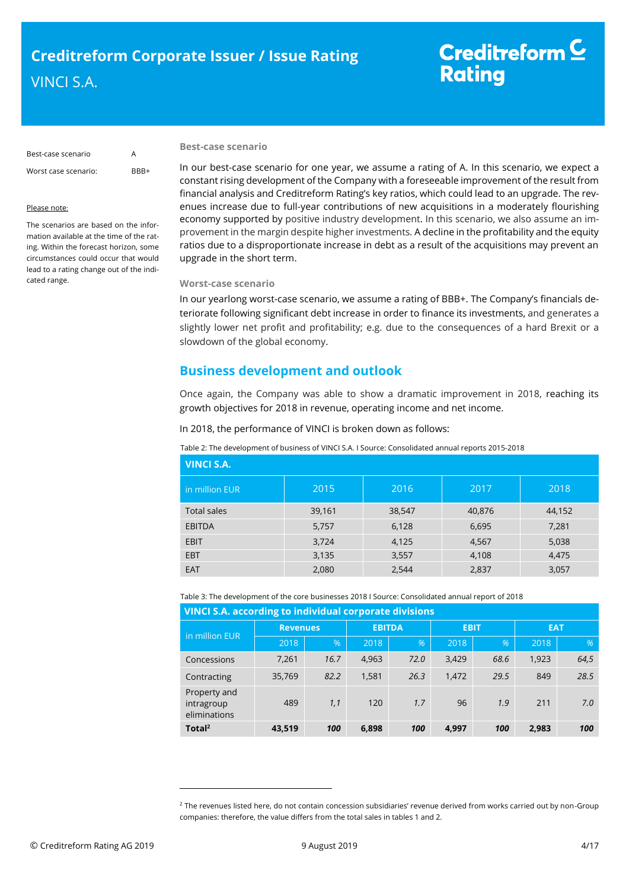| | |
|---|---|
| Best-case scenario | A |
| Worst case scenario: | BBB+ |

Please note:

The scenarios are based on the information available at the time of the rating. Within the forecast horizon, some circumstances could occur that would lead to a rating change out of the indicated range.

### Best-case scenario

In our best-case scenario for one year, we assume a rating of A. In this scenario, we expect a constant rising development of the Company with a foreseeable improvement of the result from financial analysis and Creditreform Rating's key ratios, which could lead to an upgrade. The revenues increase due to full-year contributions of new acquisitions in a moderately flourishing economy supported by positive industry development. In this scenario, we also assume an improvement in the margin despite higher investments. A decline in the profitability and the equity ratios due to a disproportionate increase in debt as a result of the acquisitions may prevent an upgrade in the short term.

### Worst-case scenario

In our yearlong worst-case scenario, we assume a rating of BBB+. The Company's financials deteriorate following significant debt increase in order to finance its investments, and generates a slightly lower net profit and profitability; e.g. due to the consequences of a hard Brexit or a slowdown of the global economy.

## Business development and outlook

Once again, the Company was able to show a dramatic improvement in 2018, reaching its growth objectives for 2018 in revenue, operating income and net income.

In 2018, the performance of VINCI is broken down as follows:

Table 2: The development of business of VINCI S.A. I Source: Consolidated annual reports 2015-2018

| VINCI S.A. | | | | |
|---|---|---|---|---|
| in million EUR | 2015 | 2016 | 2017 | 2018 |
| Total sales | 39,161 | 38,547 | 40,876 | 44,152 |
| EBITDA | 5,757 | 6,128 | 6,695 | 7,281 |
| EBIT | 3,724 | 4,125 | 4,567 | 5,038 |
| EBT | 3,135 | 3,557 | 4,108 | 4,475 |
| EAT | 2,080 | 2,544 | 2,837 | 3,057 |

Table 3: The development of the core businesses 2018 I Source: Consolidated annual report of 2018

| VINCI S.A. according to individual corporate divisions | | | | | | | | |
|---|---|---|---|---|---|---|---|---|
| in million EUR | Revenues | | EBITDA | | EBIT | | EAT | |
| | 2018 | % | 2018 | % | 2018 | % | 2018 | % |
| Concessions | 7,261 | *16.7* | 4,963 | *72.0* | 3,429 | *68.6* | 1,923 | *64,5* |
| Contracting | 35,769 | *82.2* | 1,581 | *26.3* | 1,472 | *29.5* | 849 | *28.5* |
| Property and intragroup eliminations | 489 | *1,1* | 120 | *1.7* | 96 | *1.9* | 211 | *7.0* |
| **Total**[2] | **43,519** | ***100*** | **6,898** | ***100*** | **4,997** | ***100*** | **2,983** | ***100*** |

[2] The revenues listed here, do not contain concession subsidiaries' revenue derived from works carried out by non-Group companies: therefore, the value differs from the total sales in tables 1 and 2.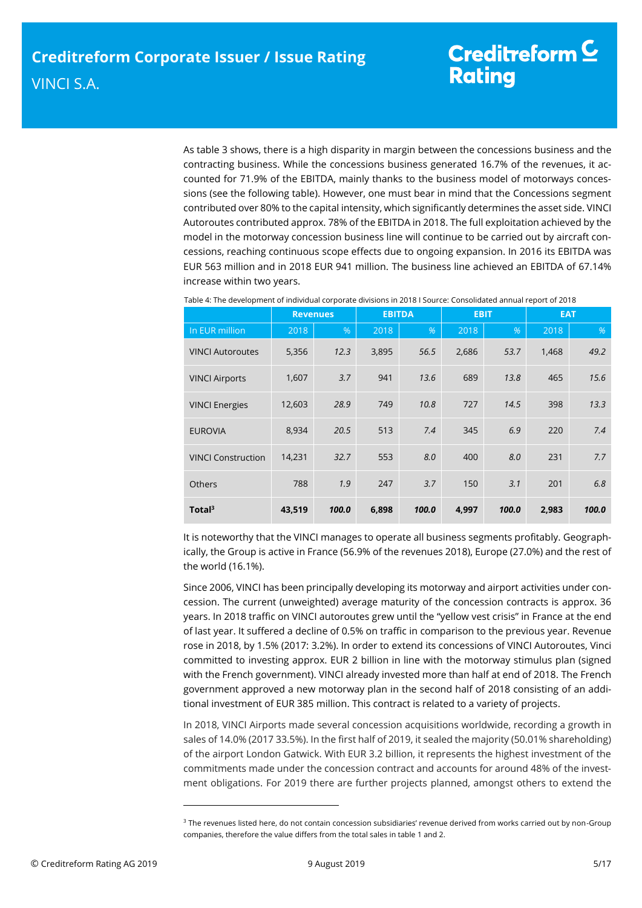As table 3 shows, there is a high disparity in margin between the concessions business and the contracting business. While the concessions business generated 16.7% of the revenues, it accounted for 71.9% of the EBITDA, mainly thanks to the business model of motorways concessions (see the following table). However, one must bear in mind that the Concessions segment contributed over 80% to the capital intensity, which significantly determines the asset side. VINCI Autoroutes contributed approx. 78% of the EBITDA in 2018. The full exploitation achieved by the model in the motorway concession business line will continue to be carried out by aircraft concessions, reaching continuous scope effects due to ongoing expansion. In 2016 its EBITDA was EUR 563 million and in 2018 EUR 941 million. The business line achieved an EBITDA of 67.14% increase within two years.

Table 4: The development of individual corporate divisions in 2018 I Source: Consolidated annual report of 2018

| | Revenues | | EBITDA | | EBIT | | EAT | |
|---|---|---|---|---|---|---|---|---|
| In EUR million | 2018 | % | 2018 | % | 2018 | % | 2018 | % |
| VINCI Autoroutes | 5,356 | *12.3* | 3,895 | *56.5* | 2,686 | *53.7* | 1,468 | *49.2* |
| VINCI Airports | 1,607 | *3.7* | 941 | *13.6* | 689 | *13.8* | 465 | *15.6* |
| VINCI Energies | 12,603 | *28.9* | 749 | *10.8* | 727 | *14.5* | 398 | *13.3* |
| EUROVIA | 8,934 | *20.5* | 513 | *7.4* | 345 | *6.9* | 220 | *7.4* |
| VINCI Construction | 14,231 | *32.7* | 553 | *8.0* | 400 | *8.0* | 231 | *7.7* |
| Others | 788 | *1.9* | 247 | *3.7* | 150 | *3.1* | 201 | *6.8* |
| **Total[3]** | **43,519** | ***100.0*** | **6,898** | ***100.0*** | **4,997** | ***100.0*** | **2,983** | ***100.0*** |

It is noteworthy that the VINCI manages to operate all business segments profitably. Geographically, the Group is active in France (56.9% of the revenues 2018), Europe (27.0%) and the rest of the world (16.1%).

Since 2006, VINCI has been principally developing its motorway and airport activities under concession. The current (unweighted) average maturity of the concession contracts is approx. 36 years. In 2018 traffic on VINCI autoroutes grew until the "yellow vest crisis" in France at the end of last year. It suffered a decline of 0.5% on traffic in comparison to the previous year. Revenue rose in 2018, by 1.5% (2017: 3.2%). In order to extend its concessions of VINCI Autoroutes, Vinci committed to investing approx. EUR 2 billion in line with the motorway stimulus plan (signed with the French government). VINCI already invested more than half at end of 2018. The French government approved a new motorway plan in the second half of 2018 consisting of an additional investment of EUR 385 million. This contract is related to a variety of projects.

In 2018, VINCI Airports made several concession acquisitions worldwide, recording a growth in sales of 14.0% (2017 33.5%). In the first half of 2019, it sealed the majority (50.01% shareholding) of the airport London Gatwick. With EUR 3.2 billion, it represents the highest investment of the commitments made under the concession contract and accounts for around 48% of the investment obligations. For 2019 there are further projects planned, amongst others to extend the

[3] The revenues listed here, do not contain concession subsidiaries' revenue derived from works carried out by non-Group companies, therefore the value differs from the total sales in table 1 and 2.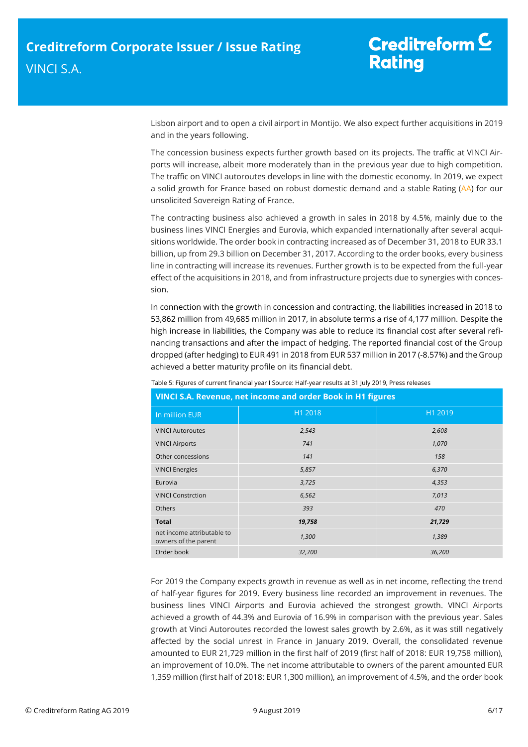Lisbon airport and to open a civil airport in Montijo. We also expect further acquisitions in 2019 and in the years following.

The concession business expects further growth based on its projects. The traffic at VINCI Airports will increase, albeit more moderately than in the previous year due to high competition. The traffic on VINCI autoroutes develops in line with the domestic economy. In 2019, we expect a solid growth for France based on robust domestic demand and a stable Rating (AA) for our unsolicited Sovereign Rating of France.

The contracting business also achieved a growth in sales in 2018 by 4.5%, mainly due to the business lines VINCI Energies and Eurovia, which expanded internationally after several acquisitions worldwide. The order book in contracting increased as of December 31, 2018 to EUR 33.1 billion, up from 29.3 billion on December 31, 2017. According to the order books, every business line in contracting will increase its revenues. Further growth is to be expected from the full-year effect of the acquisitions in 2018, and from infrastructure projects due to synergies with concession.

In connection with the growth in concession and contracting, the liabilities increased in 2018 to 53,862 million from 49,685 million in 2017, in absolute terms a rise of 4,177 million. Despite the high increase in liabilities, the Company was able to reduce its financial cost after several refinancing transactions and after the impact of hedging. The reported financial cost of the Group dropped (after hedging) to EUR 491 in 2018 from EUR 537 million in 2017 (-8.57%) and the Group achieved a better maturity profile on its financial debt.

Table 5: Figures of current financial year I Source: Half-year results at 31 July 2019, Press releases

| VINCI S.A. Revenue, net income and order Book in H1 figures | | |
|---|---|---|
| In million EUR | H1 2018 | H1 2019 |
| VINCI Autoroutes | *2,543* | *2,608* |
| VINCI Airports | *741* | *1,070* |
| Other concessions | *141* | *158* |
| VINCI Energies | *5,857* | *6,370* |
| Eurovia | *3,725* | *4,353* |
| VINCI Constrction | *6,562* | *7,013* |
| Others | *393* | *470* |
| **Total** | ***19,758*** | ***21,729*** |
| net income attributable to owners of the parent | *1,300* | *1,389* |
| Order book | *32,700* | *36,200* |

For 2019 the Company expects growth in revenue as well as in net income, reflecting the trend of half-year figures for 2019. Every business line recorded an improvement in revenues. The business lines VINCI Airports and Eurovia achieved the strongest growth. VINCI Airports achieved a growth of 44.3% and Eurovia of 16.9% in comparison with the previous year. Sales growth at Vinci Autoroutes recorded the lowest sales growth by 2.6%, as it was still negatively affected by the social unrest in France in January 2019. Overall, the consolidated revenue amounted to EUR 21,729 million in the first half of 2019 (first half of 2018: EUR 19,758 million), an improvement of 10.0%. The net income attributable to owners of the parent amounted EUR 1,359 million (first half of 2018: EUR 1,300 million), an improvement of 4.5%, and the order book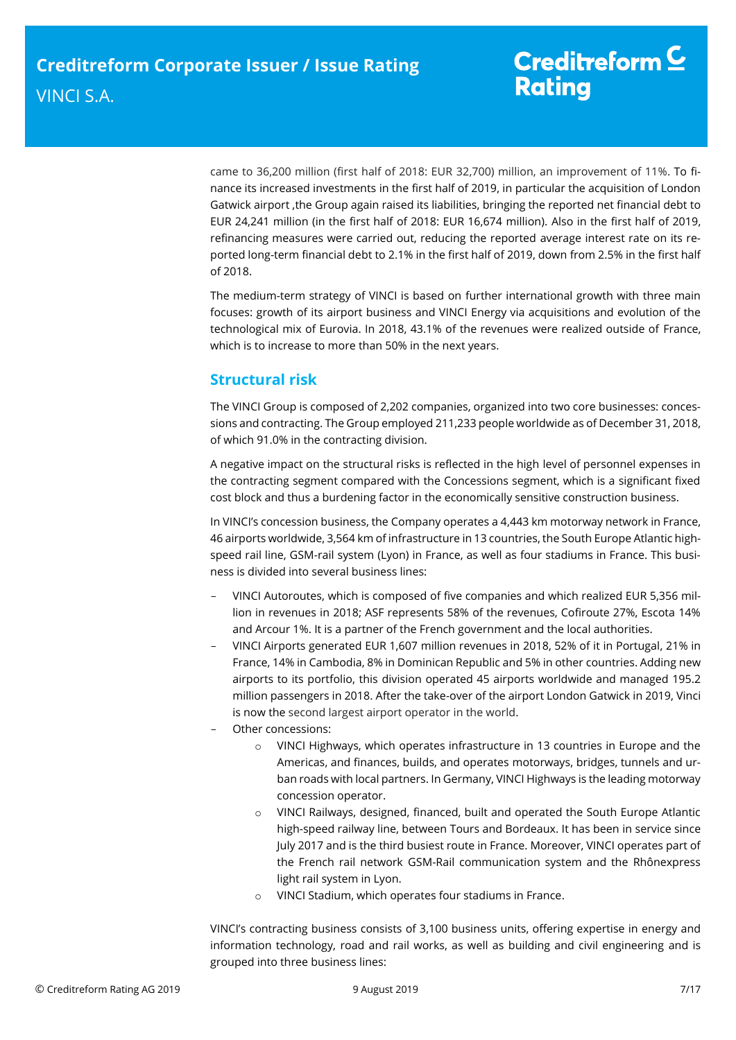came to 36,200 million (first half of 2018: EUR 32,700) million, an improvement of 11%. To finance its increased investments in the first half of 2019, in particular the acquisition of London Gatwick airport ,the Group again raised its liabilities, bringing the reported net financial debt to EUR 24,241 million (in the first half of 2018: EUR 16,674 million). Also in the first half of 2019, refinancing measures were carried out, reducing the reported average interest rate on its reported long-term financial debt to 2.1% in the first half of 2019, down from 2.5% in the first half of 2018.

The medium-term strategy of VINCI is based on further international growth with three main focuses: growth of its airport business and VINCI Energy via acquisitions and evolution of the technological mix of Eurovia. In 2018, 43.1% of the revenues were realized outside of France, which is to increase to more than 50% in the next years.

## Structural risk

The VINCI Group is composed of 2,202 companies, organized into two core businesses: concessions and contracting. The Group employed 211,233 people worldwide as of December 31, 2018, of which 91.0% in the contracting division.

A negative impact on the structural risks is reflected in the high level of personnel expenses in the contracting segment compared with the Concessions segment, which is a significant fixed cost block and thus a burdening factor in the economically sensitive construction business.

In VINCI's concession business, the Company operates a 4,443 km motorway network in France, 46 airports worldwide, 3,564 km of infrastructure in 13 countries, the South Europe Atlantic high-speed rail line, GSM-rail system (Lyon) in France, as well as four stadiums in France. This business is divided into several business lines:

- VINCI Autoroutes, which is composed of five companies and which realized EUR 5,356 million in revenues in 2018; ASF represents 58% of the revenues, Cofiroute 27%, Escota 14% and Arcour 1%. It is a partner of the French government and the local authorities.
- VINCI Airports generated EUR 1,607 million revenues in 2018, 52% of it in Portugal, 21% in France, 14% in Cambodia, 8% in Dominican Republic and 5% in other countries. Adding new airports to its portfolio, this division operated 45 airports worldwide and managed 195.2 million passengers in 2018. After the take-over of the airport London Gatwick in 2019, Vinci is now the second largest airport operator in the world.
- Other concessions:
    - VINCI Highways, which operates infrastructure in 13 countries in Europe and the Americas, and finances, builds, and operates motorways, bridges, tunnels and urban roads with local partners. In Germany, VINCI Highways is the leading motorway concession operator.
    - VINCI Railways, designed, financed, built and operated the South Europe Atlantic high-speed railway line, between Tours and Bordeaux. It has been in service since July 2017 and is the third busiest route in France. Moreover, VINCI operates part of the French rail network GSM-Rail communication system and the Rhônexpress light rail system in Lyon.
    - VINCI Stadium, which operates four stadiums in France.

VINCI's contracting business consists of 3,100 business units, offering expertise in energy and information technology, road and rail works, as well as building and civil engineering and is grouped into three business lines: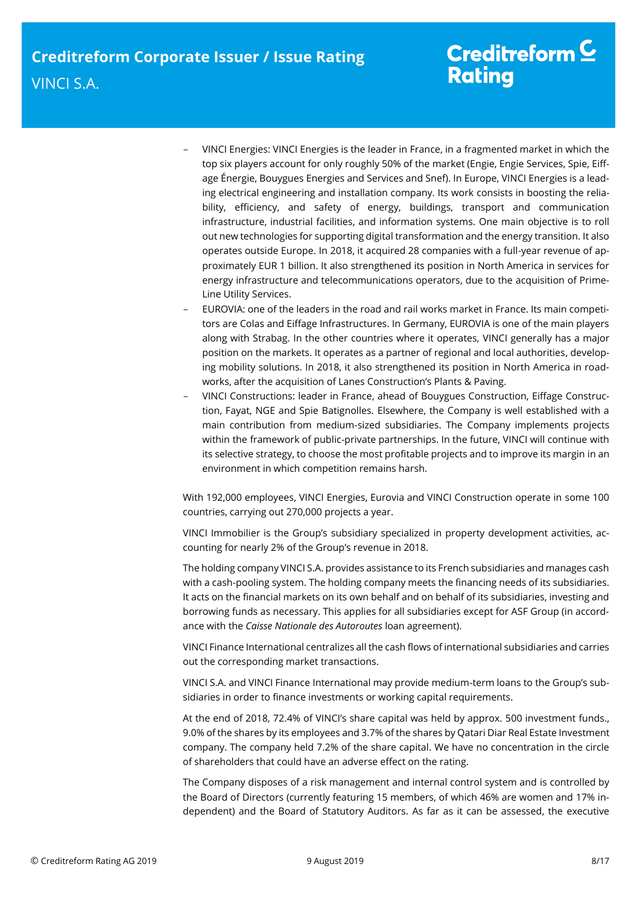- VINCI Energies: VINCI Energies is the leader in France, in a fragmented market in which the top six players account for only roughly 50% of the market (Engie, Engie Services, Spie, Eiffage Énergie, Bouygues Energies and Services and Snef). In Europe, VINCI Energies is a leading electrical engineering and installation company. Its work consists in boosting the reliability, efficiency, and safety of energy, buildings, transport and communication infrastructure, industrial facilities, and information systems. One main objective is to roll out new technologies for supporting digital transformation and the energy transition. It also operates outside Europe. In 2018, it acquired 28 companies with a full-year revenue of approximately EUR 1 billion. It also strengthened its position in North America in services for energy infrastructure and telecommunications operators, due to the acquisition of PrimeLine Utility Services.
- EUROVIA: one of the leaders in the road and rail works market in France. Its main competitors are Colas and Eiffage Infrastructures. In Germany, EUROVIA is one of the main players along with Strabag. In the other countries where it operates, VINCI generally has a major position on the markets. It operates as a partner of regional and local authorities, developing mobility solutions. In 2018, it also strengthened its position in North America in roadworks, after the acquisition of Lanes Construction's Plants & Paving.
- VINCI Constructions: leader in France, ahead of Bouygues Construction, Eiffage Construction, Fayat, NGE and Spie Batignolles. Elsewhere, the Company is well established with a main contribution from medium-sized subsidiaries. The Company implements projects within the framework of public-private partnerships. In the future, VINCI will continue with its selective strategy, to choose the most profitable projects and to improve its margin in an environment in which competition remains harsh.

With 192,000 employees, VINCI Energies, Eurovia and VINCI Construction operate in some 100 countries, carrying out 270,000 projects a year.

VINCI Immobilier is the Group's subsidiary specialized in property development activities, accounting for nearly 2% of the Group's revenue in 2018.

The holding company VINCI S.A. provides assistance to its French subsidiaries and manages cash with a cash-pooling system. The holding company meets the financing needs of its subsidiaries. It acts on the financial markets on its own behalf and on behalf of its subsidiaries, investing and borrowing funds as necessary. This applies for all subsidiaries except for ASF Group (in accordance with the *Caisse Nationale des Autoroutes* loan agreement).

VINCI Finance International centralizes all the cash flows of international subsidiaries and carries out the corresponding market transactions.

VINCI S.A. and VINCI Finance International may provide medium-term loans to the Group's subsidiaries in order to finance investments or working capital requirements.

At the end of 2018, 72.4% of VINCI's share capital was held by approx. 500 investment funds., 9.0% of the shares by its employees and 3.7% of the shares by Qatari Diar Real Estate Investment company. The company held 7.2% of the share capital. We have no concentration in the circle of shareholders that could have an adverse effect on the rating.

The Company disposes of a risk management and internal control system and is controlled by the Board of Directors (currently featuring 15 members, of which 46% are women and 17% independent) and the Board of Statutory Auditors. As far as it can be assessed, the executive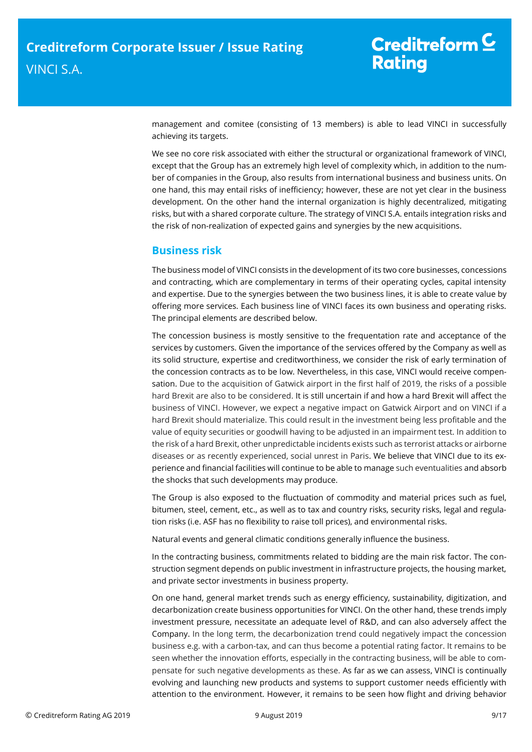management and comitee (consisting of 13 members) is able to lead VINCI in successfully achieving its targets.

We see no core risk associated with either the structural or organizational framework of VINCI, except that the Group has an extremely high level of complexity which, in addition to the number of companies in the Group, also results from international business and business units. On one hand, this may entail risks of inefficiency; however, these are not yet clear in the business development. On the other hand the internal organization is highly decentralized, mitigating risks, but with a shared corporate culture. The strategy of VINCI S.A. entails integration risks and the risk of non-realization of expected gains and synergies by the new acquisitions.

## Business risk

The business model of VINCI consists in the development of its two core businesses, concessions and contracting, which are complementary in terms of their operating cycles, capital intensity and expertise. Due to the synergies between the two business lines, it is able to create value by offering more services. Each business line of VINCI faces its own business and operating risks. The principal elements are described below.

The concession business is mostly sensitive to the frequentation rate and acceptance of the services by customers. Given the importance of the services offered by the Company as well as its solid structure, expertise and creditworthiness, we consider the risk of early termination of the concession contracts as to be low. Nevertheless, in this case, VINCI would receive compensation. Due to the acquisition of Gatwick airport in the first half of 2019, the risks of a possible hard Brexit are also to be considered. It is still uncertain if and how a hard Brexit will affect the business of VINCI. However, we expect a negative impact on Gatwick Airport and on VINCI if a hard Brexit should materialize. This could result in the investment being less profitable and the value of equity securities or goodwill having to be adjusted in an impairment test. In addition to the risk of a hard Brexit, other unpredictable incidents exists such as terrorist attacks or airborne diseases or as recently experienced, social unrest in Paris. We believe that VINCI due to its experience and financial facilities will continue to be able to manage such eventualities and absorb the shocks that such developments may produce.

The Group is also exposed to the fluctuation of commodity and material prices such as fuel, bitumen, steel, cement, etc., as well as to tax and country risks, security risks, legal and regulation risks (i.e. ASF has no flexibility to raise toll prices), and environmental risks.

Natural events and general climatic conditions generally influence the business.

In the contracting business, commitments related to bidding are the main risk factor. The construction segment depends on public investment in infrastructure projects, the housing market, and private sector investments in business property.

On one hand, general market trends such as energy efficiency, sustainability, digitization, and decarbonization create business opportunities for VINCI. On the other hand, these trends imply investment pressure, necessitate an adequate level of R&D, and can also adversely affect the Company. In the long term, the decarbonization trend could negatively impact the concession business e.g. with a carbon-tax, and can thus become a potential rating factor. It remains to be seen whether the innovation efforts, especially in the contracting business, will be able to compensate for such negative developments as these. As far as we can assess, VINCI is continually evolving and launching new products and systems to support customer needs efficiently with attention to the environment. However, it remains to be seen how flight and driving behavior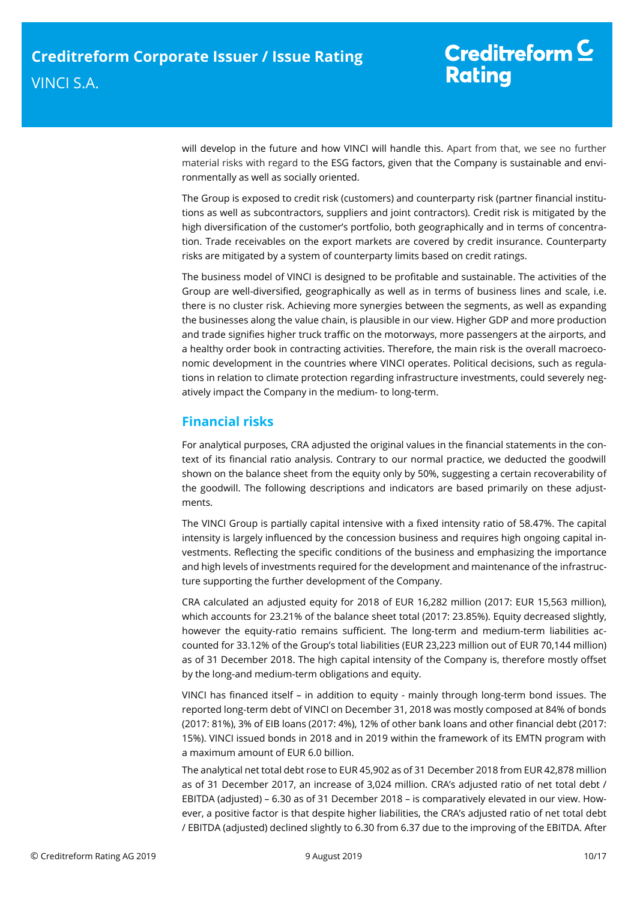will develop in the future and how VINCI will handle this. Apart from that, we see no further material risks with regard to the ESG factors, given that the Company is sustainable and environmentally as well as socially oriented.

The Group is exposed to credit risk (customers) and counterparty risk (partner financial institutions as well as subcontractors, suppliers and joint contractors). Credit risk is mitigated by the high diversification of the customer's portfolio, both geographically and in terms of concentration. Trade receivables on the export markets are covered by credit insurance. Counterparty risks are mitigated by a system of counterparty limits based on credit ratings.

The business model of VINCI is designed to be profitable and sustainable. The activities of the Group are well-diversified, geographically as well as in terms of business lines and scale, i.e. there is no cluster risk. Achieving more synergies between the segments, as well as expanding the businesses along the value chain, is plausible in our view. Higher GDP and more production and trade signifies higher truck traffic on the motorways, more passengers at the airports, and a healthy order book in contracting activities. Therefore, the main risk is the overall macroeconomic development in the countries where VINCI operates. Political decisions, such as regulations in relation to climate protection regarding infrastructure investments, could severely negatively impact the Company in the medium- to long-term.

## Financial risks

For analytical purposes, CRA adjusted the original values in the financial statements in the context of its financial ratio analysis. Contrary to our normal practice, we deducted the goodwill shown on the balance sheet from the equity only by 50%, suggesting a certain recoverability of the goodwill. The following descriptions and indicators are based primarily on these adjustments.

The VINCI Group is partially capital intensive with a fixed intensity ratio of 58.47%. The capital intensity is largely influenced by the concession business and requires high ongoing capital investments. Reflecting the specific conditions of the business and emphasizing the importance and high levels of investments required for the development and maintenance of the infrastructure supporting the further development of the Company.

CRA calculated an adjusted equity for 2018 of EUR 16,282 million (2017: EUR 15,563 million), which accounts for 23.21% of the balance sheet total (2017: 23.85%). Equity decreased slightly, however the equity-ratio remains sufficient. The long-term and medium-term liabilities accounted for 33.12% of the Group's total liabilities (EUR 23,223 million out of EUR 70,144 million) as of 31 December 2018. The high capital intensity of the Company is, therefore mostly offset by the long-and medium-term obligations and equity.

VINCI has financed itself – in addition to equity - mainly through long-term bond issues. The reported long-term debt of VINCI on December 31, 2018 was mostly composed at 84% of bonds (2017: 81%), 3% of EIB loans (2017: 4%), 12% of other bank loans and other financial debt (2017: 15%). VINCI issued bonds in 2018 and in 2019 within the framework of its EMTN program with a maximum amount of EUR 6.0 billion.

The analytical net total debt rose to EUR 45,902 as of 31 December 2018 from EUR 42,878 million as of 31 December 2017, an increase of 3,024 million. CRA's adjusted ratio of net total debt / EBITDA (adjusted) – 6.30 as of 31 December 2018 – is comparatively elevated in our view. However, a positive factor is that despite higher liabilities, the CRA's adjusted ratio of net total debt / EBITDA (adjusted) declined slightly to 6.30 from 6.37 due to the improving of the EBITDA. After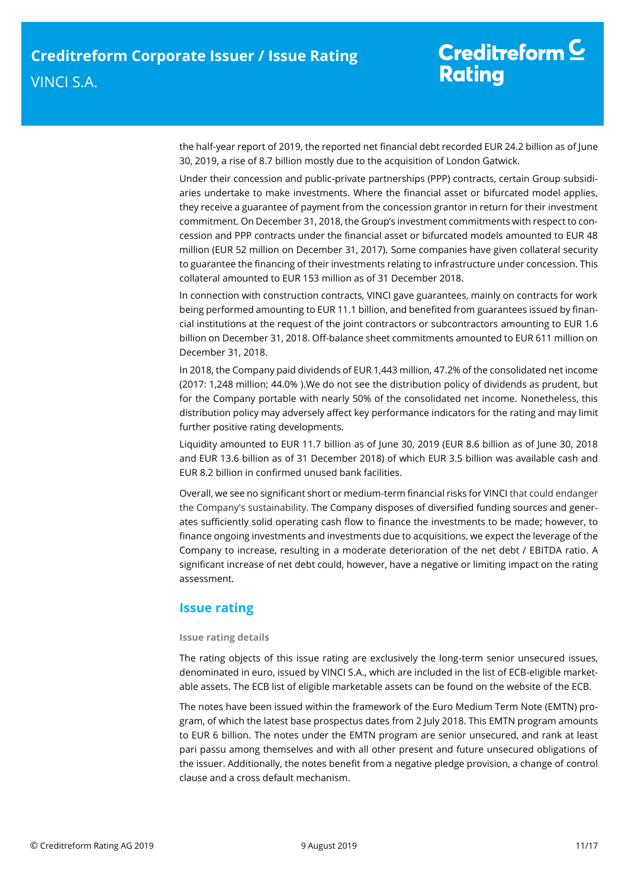the half-year report of 2019, the reported net financial debt recorded EUR 24.2 billion as of June 30, 2019, a rise of 8.7 billion mostly due to the acquisition of London Gatwick.

Under their concession and public-private partnerships (PPP) contracts, certain Group subsidiaries undertake to make investments. Where the financial asset or bifurcated model applies, they receive a guarantee of payment from the concession grantor in return for their investment commitment. On December 31, 2018, the Group's investment commitments with respect to concession and PPP contracts under the financial asset or bifurcated models amounted to EUR 48 million (EUR 52 million on December 31, 2017). Some companies have given collateral security to guarantee the financing of their investments relating to infrastructure under concession. This collateral amounted to EUR 153 million as of 31 December 2018.

In connection with construction contracts, VINCI gave guarantees, mainly on contracts for work being performed amounting to EUR 11.1 billion, and benefited from guarantees issued by financial institutions at the request of the joint contractors or subcontractors amounting to EUR 1.6 billion on December 31, 2018. Off-balance sheet commitments amounted to EUR 611 million on December 31, 2018.

In 2018, the Company paid dividends of EUR 1,443 million, 47.2% of the consolidated net income (2017: 1,248 million; 44.0% ).We do not see the distribution policy of dividends as prudent, but for the Company portable with nearly 50% of the consolidated net income. Nonetheless, this distribution policy may adversely affect key performance indicators for the rating and may limit further positive rating developments.

Liquidity amounted to EUR 11.7 billion as of June 30, 2019 (EUR 8.6 billion as of June 30, 2018 and EUR 13.6 billion as of 31 December 2018) of which EUR 3.5 billion was available cash and EUR 8.2 billion in confirmed unused bank facilities.

Overall, we see no significant short or medium-term financial risks for VINCI that could endanger the Company's sustainability. The Company disposes of diversified funding sources and generates sufficiently solid operating cash flow to finance the investments to be made; however, to finance ongoing investments and investments due to acquisitions, we expect the leverage of the Company to increase, resulting in a moderate deterioration of the net debt / EBITDA ratio. A significant increase of net debt could, however, have a negative or limiting impact on the rating assessment.

## Issue rating

#### Issue rating details

The rating objects of this issue rating are exclusively the long-term senior unsecured issues, denominated in euro, issued by VINCI S.A., which are included in the list of ECB-eligible marketable assets. The ECB list of eligible marketable assets can be found on the website of the ECB.

The notes have been issued within the framework of the Euro Medium Term Note (EMTN) program, of which the latest base prospectus dates from 2 July 2018. This EMTN program amounts to EUR 6 billion. The notes under the EMTN program are senior unsecured, and rank at least pari passu among themselves and with all other present and future unsecured obligations of the issuer. Additionally, the notes benefit from a negative pledge provision, a change of control clause and a cross default mechanism.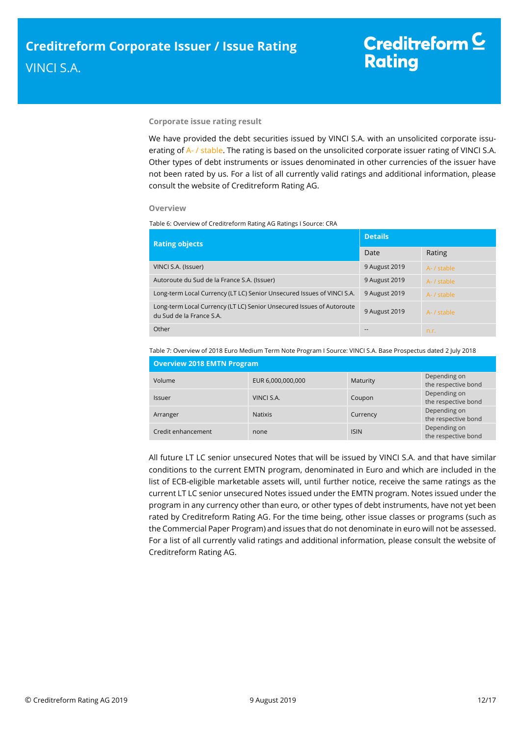### Corporate issue rating result

We have provided the debt securities issued by VINCI S.A. with an unsolicited corporate issuerating of A- / stable. The rating is based on the unsolicited corporate issuer rating of VINCI S.A. Other types of debt instruments or issues denominated in other currencies of the issuer have not been rated by us. For a list of all currently valid ratings and additional information, please consult the website of Creditreform Rating AG.

### Overview

Table 6: Overview of Creditreform Rating AG Ratings I Source: CRA

| Rating objects | Details | |
|---|---|---|
| | Date | Rating |
| VINCI S.A. (Issuer) | 9 August 2019 | A- / stable |
| Autoroute du Sud de la France S.A. (Issuer) | 9 August 2019 | A- / stable |
| Long-term Local Currency (LT LC) Senior Unsecured Issues of VINCI S.A. | 9 August 2019 | A- / stable |
| Long-term Local Currency (LT LC) Senior Unsecured Issues of Autoroute du Sud de la France S.A. | 9 August 2019 | A- / stable |
| Other | -- | n.r. |

Table 7: Overview of 2018 Euro Medium Term Note Program I Source: VINCI S.A. Base Prospectus dated 2 July 2018

| Overview 2018 EMTN Program | | | |
|---|---|---|---|
| Volume | EUR 6,000,000,000 | Maturity | Depending on the respective bond |
| Issuer | VINCI S.A. | Coupon | Depending on the respective bond |
| Arranger | Natixis | Currency | Depending on the respective bond |
| Credit enhancement | none | ISIN | Depending on the respective bond |

All future LT LC senior unsecured Notes that will be issued by VINCI S.A. and that have similar conditions to the current EMTN program, denominated in Euro and which are included in the list of ECB-eligible marketable assets will, until further notice, receive the same ratings as the current LT LC senior unsecured Notes issued under the EMTN program. Notes issued under the program in any currency other than euro, or other types of debt instruments, have not yet been rated by Creditreform Rating AG. For the time being, other issue classes or programs (such as the Commercial Paper Program) and issues that do not denominate in euro will not be assessed. For a list of all currently valid ratings and additional information, please consult the website of Creditreform Rating AG.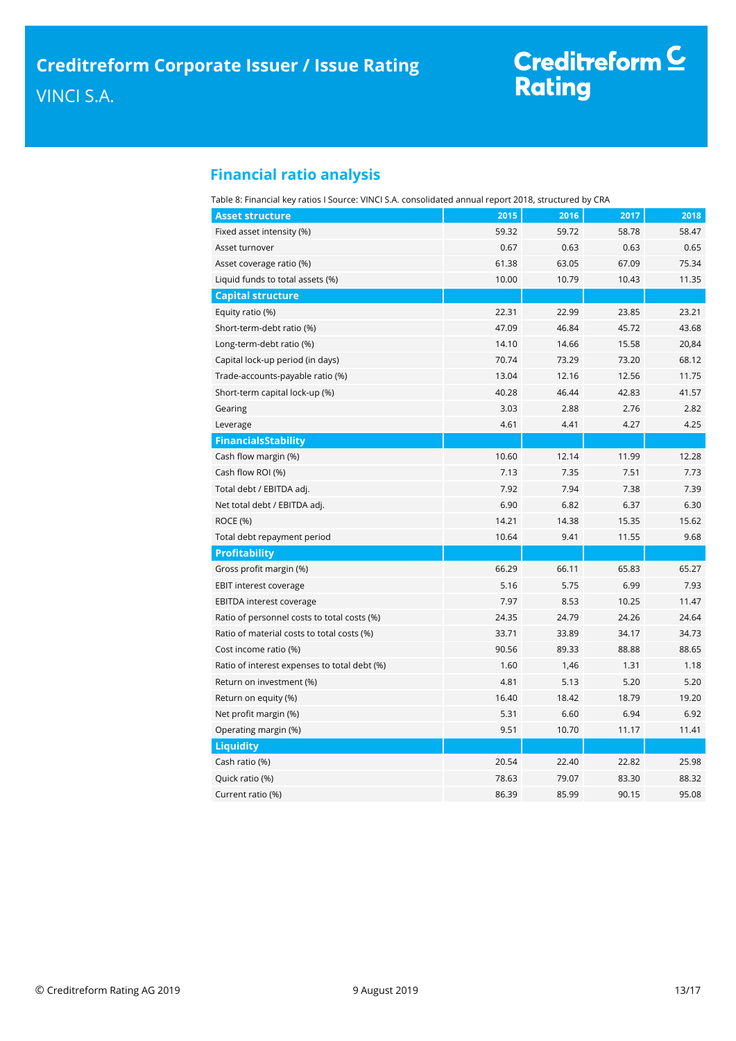## Financial ratio analysis

Table 8: Financial key ratios I Source: VINCI S.A. consolidated annual report 2018, structured by CRA

| Asset structure | 2015 | 2016 | 2017 | 2018 |
|---|---|---|---|---|
| Fixed asset intensity (%) | 59.32 | 59.72 | 58.78 | 58.47 |
| Asset turnover | 0.67 | 0.63 | 0.63 | 0.65 |
| Asset coverage ratio (%) | 61.38 | 63.05 | 67.09 | 75.34 |
| Liquid funds to total assets (%) | 10.00 | 10.79 | 10.43 | 11.35 |
| **Capital structure** | | | | |
| Equity ratio (%) | 22.31 | 22.99 | 23.85 | 23.21 |
| Short-term-debt ratio (%) | 47.09 | 46.84 | 45.72 | 43.68 |
| Long-term-debt ratio (%) | 14.10 | 14.66 | 15.58 | 20,84 |
| Capital lock-up period (in days) | 70.74 | 73.29 | 73.20 | 68.12 |
| Trade-accounts-payable ratio (%) | 13.04 | 12.16 | 12.56 | 11.75 |
| Short-term capital lock-up (%) | 40.28 | 46.44 | 42.83 | 41.57 |
| Gearing | 3.03 | 2.88 | 2.76 | 2.82 |
| Leverage | 4.61 | 4.41 | 4.27 | 4.25 |
| **FinancialsStability** | | | | |
| Cash flow margin (%) | 10.60 | 12.14 | 11.99 | 12.28 |
| Cash flow ROI (%) | 7.13 | 7.35 | 7.51 | 7.73 |
| Total debt / EBITDA adj. | 7.92 | 7.94 | 7.38 | 7.39 |
| Net total debt / EBITDA adj. | 6.90 | 6.82 | 6.37 | 6.30 |
| ROCE (%) | 14.21 | 14.38 | 15.35 | 15.62 |
| Total debt repayment period | 10.64 | 9.41 | 11.55 | 9.68 |
| **Profitability** | | | | |
| Gross profit margin (%) | 66.29 | 66.11 | 65.83 | 65.27 |
| EBIT interest coverage | 5.16 | 5.75 | 6.99 | 7.93 |
| EBITDA interest coverage | 7.97 | 8.53 | 10.25 | 11.47 |
| Ratio of personnel costs to total costs (%) | 24.35 | 24.79 | 24.26 | 24.64 |
| Ratio of material costs to total costs (%) | 33.71 | 33.89 | 34.17 | 34.73 |
| Cost income ratio (%) | 90.56 | 89.33 | 88.88 | 88.65 |
| Ratio of interest expenses to total debt (%) | 1.60 | 1,46 | 1.31 | 1.18 |
| Return on investment (%) | 4.81 | 5.13 | 5.20 | 5.20 |
| Return on equity (%) | 16.40 | 18.42 | 18.79 | 19.20 |
| Net profit margin (%) | 5.31 | 6.60 | 6.94 | 6.92 |
| Operating margin (%) | 9.51 | 10.70 | 11.17 | 11.41 |
| **Liquidity** | | | | |
| Cash ratio (%) | 20.54 | 22.40 | 22.82 | 25.98 |
| Quick ratio (%) | 78.63 | 79.07 | 83.30 | 88.32 |
| Current ratio (%) | 86.39 | 85.99 | 90.15 | 95.08 |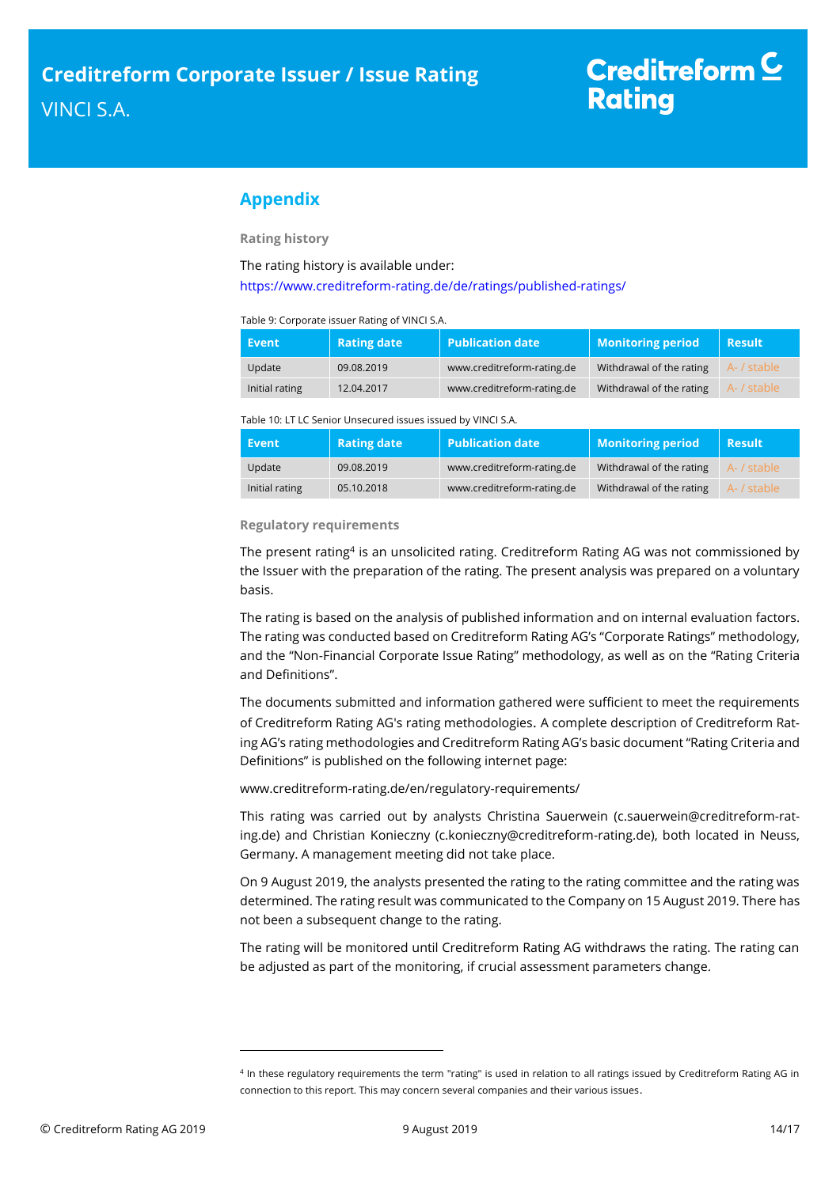## Appendix

### Rating history

The rating history is available under:
https://www.creditreform-rating.de/de/ratings/published-ratings/

Table 9: Corporate issuer Rating of VINCI S.A.

| Event | Rating date | Publication date | Monitoring period | Result |
|---|---|---|---|---|
| Update | 09.08.2019 | www.creditreform-rating.de | Withdrawal of the rating | A- / stable |
| Initial rating | 12.04.2017 | www.creditreform-rating.de | Withdrawal of the rating | A- / stable |

Table 10: LT LC Senior Unsecured issues issued by VINCI S.A.

| Event | Rating date | Publication date | Monitoring period | Result |
|---|---|---|---|---|
| Update | 09.08.2019 | www.creditreform-rating.de | Withdrawal of the rating | A- / stable |
| Initial rating | 05.10.2018 | www.creditreform-rating.de | Withdrawal of the rating | A- / stable |

### Regulatory requirements

The present rating[4] is an unsolicited rating. Creditreform Rating AG was not commissioned by the Issuer with the preparation of the rating. The present analysis was prepared on a voluntary basis.

The rating is based on the analysis of published information and on internal evaluation factors. The rating was conducted based on Creditreform Rating AG's "Corporate Ratings" methodology, and the "Non-Financial Corporate Issue Rating" methodology, as well as on the "Rating Criteria and Definitions".

The documents submitted and information gathered were sufficient to meet the requirements of Creditreform Rating AG's rating methodologies. A complete description of Creditreform Rating AG's rating methodologies and Creditreform Rating AG's basic document "Rating Criteria and Definitions" is published on the following internet page:

www.creditreform-rating.de/en/regulatory-requirements/

This rating was carried out by analysts Christina Sauerwein (c.sauerwein@creditreform-rating.de) and Christian Konieczny (c.konieczny@creditreform-rating.de), both located in Neuss, Germany. A management meeting did not take place.

On 9 August 2019, the analysts presented the rating to the rating committee and the rating was determined. The rating result was communicated to the Company on 15 August 2019. There has not been a subsequent change to the rating.

The rating will be monitored until Creditreform Rating AG withdraws the rating. The rating can be adjusted as part of the monitoring, if crucial assessment parameters change.

[4] In these regulatory requirements the term "rating" is used in relation to all ratings issued by Creditreform Rating AG in connection to this report. This may concern several companies and their various issues.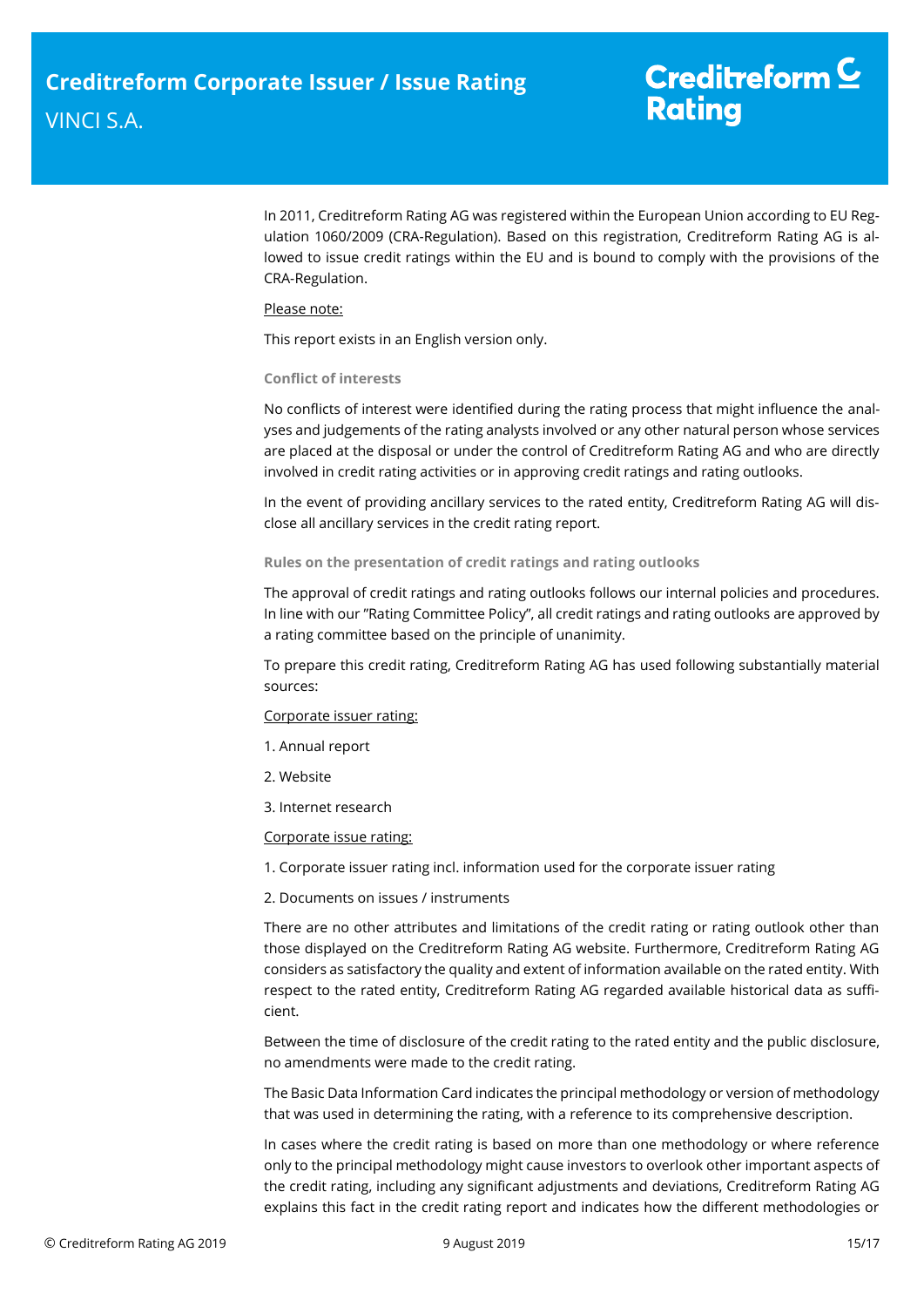In 2011, Creditreform Rating AG was registered within the European Union according to EU Regulation 1060/2009 (CRA-Regulation). Based on this registration, Creditreform Rating AG is allowed to issue credit ratings within the EU and is bound to comply with the provisions of the CRA-Regulation.

Please note:

This report exists in an English version only.

### Conflict of interests

No conflicts of interest were identified during the rating process that might influence the analyses and judgements of the rating analysts involved or any other natural person whose services are placed at the disposal or under the control of Creditreform Rating AG and who are directly involved in credit rating activities or in approving credit ratings and rating outlooks.

In the event of providing ancillary services to the rated entity, Creditreform Rating AG will disclose all ancillary services in the credit rating report.

### Rules on the presentation of credit ratings and rating outlooks

The approval of credit ratings and rating outlooks follows our internal policies and procedures. In line with our "Rating Committee Policy", all credit ratings and rating outlooks are approved by a rating committee based on the principle of unanimity.

To prepare this credit rating, Creditreform Rating AG has used following substantially material sources:

Corporate issuer rating:

1. Annual report
2. Website
3. Internet research

Corporate issue rating:

1. Corporate issuer rating incl. information used for the corporate issuer rating
2. Documents on issues / instruments

There are no other attributes and limitations of the credit rating or rating outlook other than those displayed on the Creditreform Rating AG website. Furthermore, Creditreform Rating AG considers as satisfactory the quality and extent of information available on the rated entity. With respect to the rated entity, Creditreform Rating AG regarded available historical data as sufficient.

Between the time of disclosure of the credit rating to the rated entity and the public disclosure, no amendments were made to the credit rating.

The Basic Data Information Card indicates the principal methodology or version of methodology that was used in determining the rating, with a reference to its comprehensive description.

In cases where the credit rating is based on more than one methodology or where reference only to the principal methodology might cause investors to overlook other important aspects of the credit rating, including any significant adjustments and deviations, Creditreform Rating AG explains this fact in the credit rating report and indicates how the different methodologies or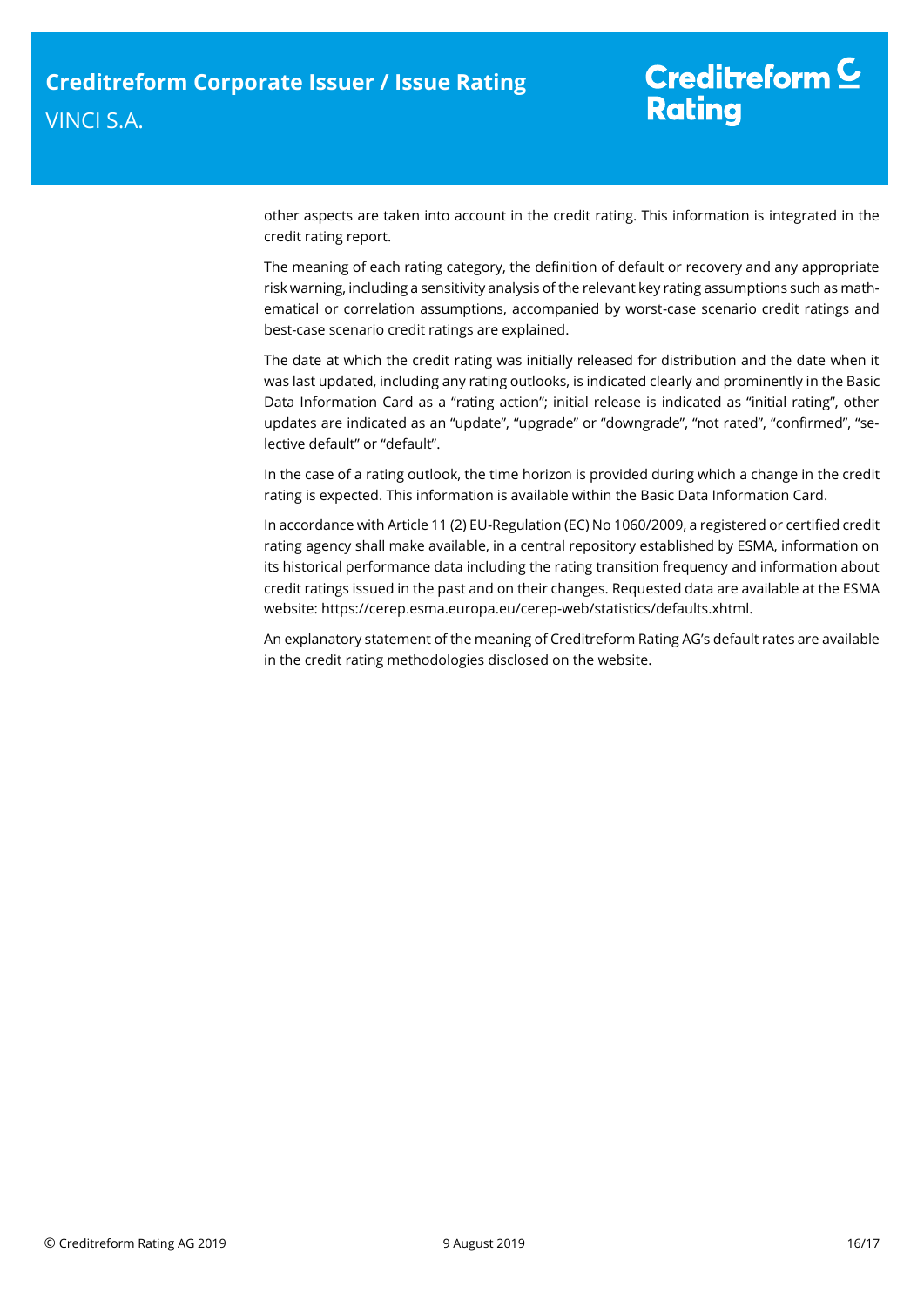other aspects are taken into account in the credit rating. This information is integrated in the credit rating report.

The meaning of each rating category, the definition of default or recovery and any appropriate risk warning, including a sensitivity analysis of the relevant key rating assumptions such as mathematical or correlation assumptions, accompanied by worst-case scenario credit ratings and best-case scenario credit ratings are explained.

The date at which the credit rating was initially released for distribution and the date when it was last updated, including any rating outlooks, is indicated clearly and prominently in the Basic Data Information Card as a "rating action"; initial release is indicated as "initial rating", other updates are indicated as an "update", "upgrade" or "downgrade", "not rated", "confirmed", "selective default" or "default".

In the case of a rating outlook, the time horizon is provided during which a change in the credit rating is expected. This information is available within the Basic Data Information Card.

In accordance with Article 11 (2) EU-Regulation (EC) No 1060/2009, a registered or certified credit rating agency shall make available, in a central repository established by ESMA, information on its historical performance data including the rating transition frequency and information about credit ratings issued in the past and on their changes. Requested data are available at the ESMA website: https://cerep.esma.europa.eu/cerep-web/statistics/defaults.xhtml.

An explanatory statement of the meaning of Creditreform Rating AG's default rates are available in the credit rating methodologies disclosed on the website.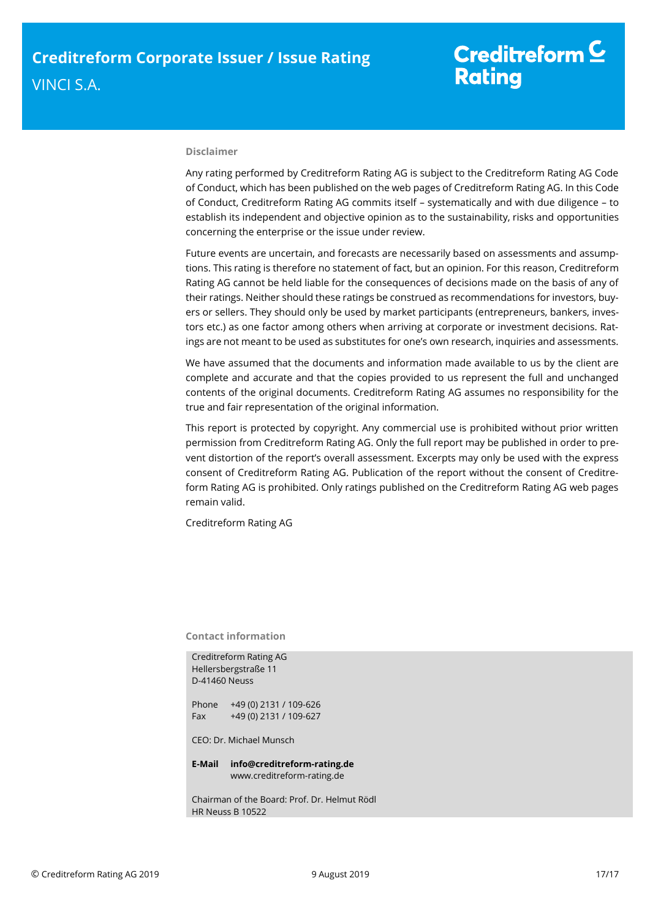### Disclaimer

Any rating performed by Creditreform Rating AG is subject to the Creditreform Rating AG Code of Conduct, which has been published on the web pages of Creditreform Rating AG. In this Code of Conduct, Creditreform Rating AG commits itself – systematically and with due diligence – to establish its independent and objective opinion as to the sustainability, risks and opportunities concerning the enterprise or the issue under review.

Future events are uncertain, and forecasts are necessarily based on assessments and assumptions. This rating is therefore no statement of fact, but an opinion. For this reason, Creditreform Rating AG cannot be held liable for the consequences of decisions made on the basis of any of their ratings. Neither should these ratings be construed as recommendations for investors, buyers or sellers. They should only be used by market participants (entrepreneurs, bankers, investors etc.) as one factor among others when arriving at corporate or investment decisions. Ratings are not meant to be used as substitutes for one's own research, inquiries and assessments.

We have assumed that the documents and information made available to us by the client are complete and accurate and that the copies provided to us represent the full and unchanged contents of the original documents. Creditreform Rating AG assumes no responsibility for the true and fair representation of the original information.

This report is protected by copyright. Any commercial use is prohibited without prior written permission from Creditreform Rating AG. Only the full report may be published in order to prevent distortion of the report's overall assessment. Excerpts may only be used with the express consent of Creditreform Rating AG. Publication of the report without the consent of Creditreform Rating AG is prohibited. Only ratings published on the Creditreform Rating AG web pages remain valid.

Creditreform Rating AG

### Contact information

Creditreform Rating AG
Hellersbergstraße 11
D-41460 Neuss

Phone +49 (0) 2131 / 109-626
Fax +49 (0) 2131 / 109-627

CEO: Dr. Michael Munsch

**E-Mail** **info@creditreform-rating.de**
www.creditreform-rating.de

Chairman of the Board: Prof. Dr. Helmut Rödl
HR Neuss B 10522